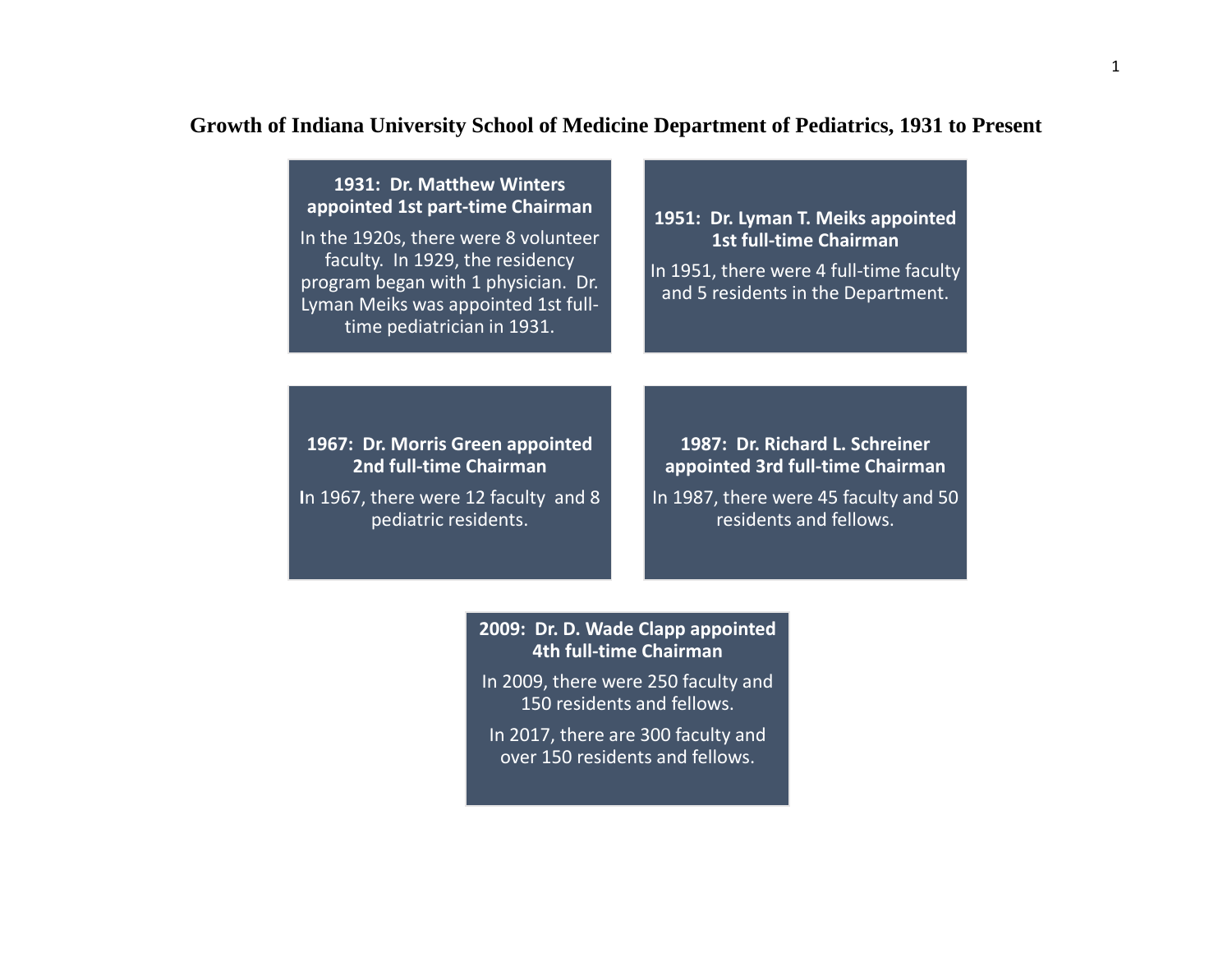# Growth of Indiana University School of Medicine Department of Pediatrics, 1931 to Present

**1931: Dr. Matthew Winters appointed 1st part-time Chairman**

In the 1920s, there were 8 volunteer faculty. In 1929, the residency program began with 1 physician. Dr. Lyman Meiks was appointed 1st full-time pediatrician in 1931.

**1951: Dr. Lyman T. Meiks appointed 1st full-time Chairman**

In 1951, there were 4 full-time faculty and 5 residents in the Department.

**1967: Dr. Morris Green appointed 2nd full-time Chairman**

In 1967, there were 12 faculty and 8 pediatric residents.

**1987: Dr. Richard L. Schreiner appointed 3rd full-time Chairman**

In 1987, there were 45 faculty and 50 residents and fellows.

**2009: Dr. D. Wade Clapp appointed 4th full-time Chairman**

In 2009, there were 250 faculty and 150 residents and fellows.

In 2017, there are 300 faculty and over 150 residents and fellows.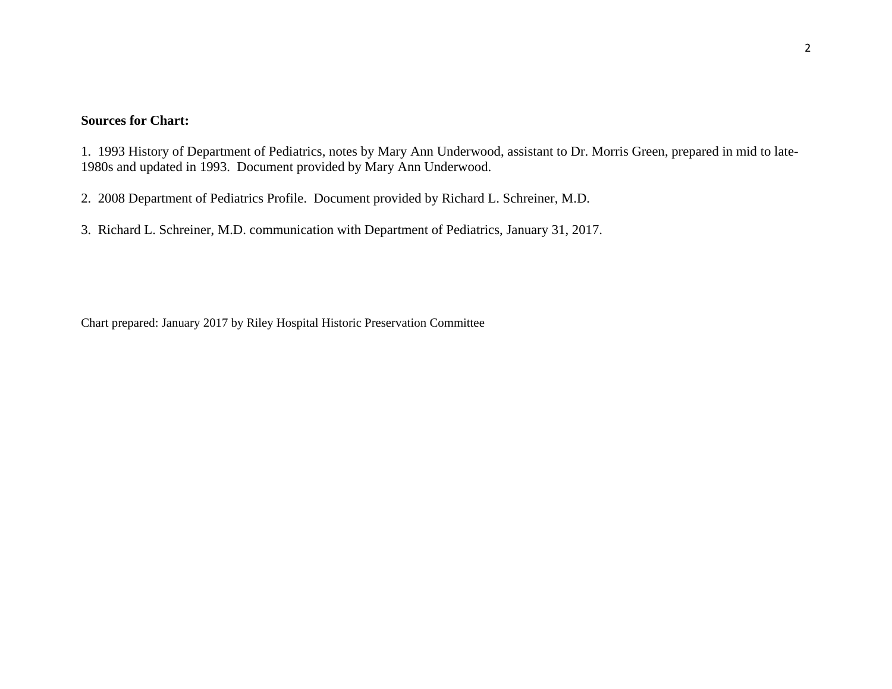**Sources for Chart:**

1. 1993 History of Department of Pediatrics, notes by Mary Ann Underwood, assistant to Dr. Morris Green, prepared in mid to late-1980s and updated in 1993. Document provided by Mary Ann Underwood.

2. 2008 Department of Pediatrics Profile. Document provided by Richard L. Schreiner, M.D.

3. Richard L. Schreiner, M.D. communication with Department of Pediatrics, January 31, 2017.

Chart prepared: January 2017 by Riley Hospital Historic Preservation Committee